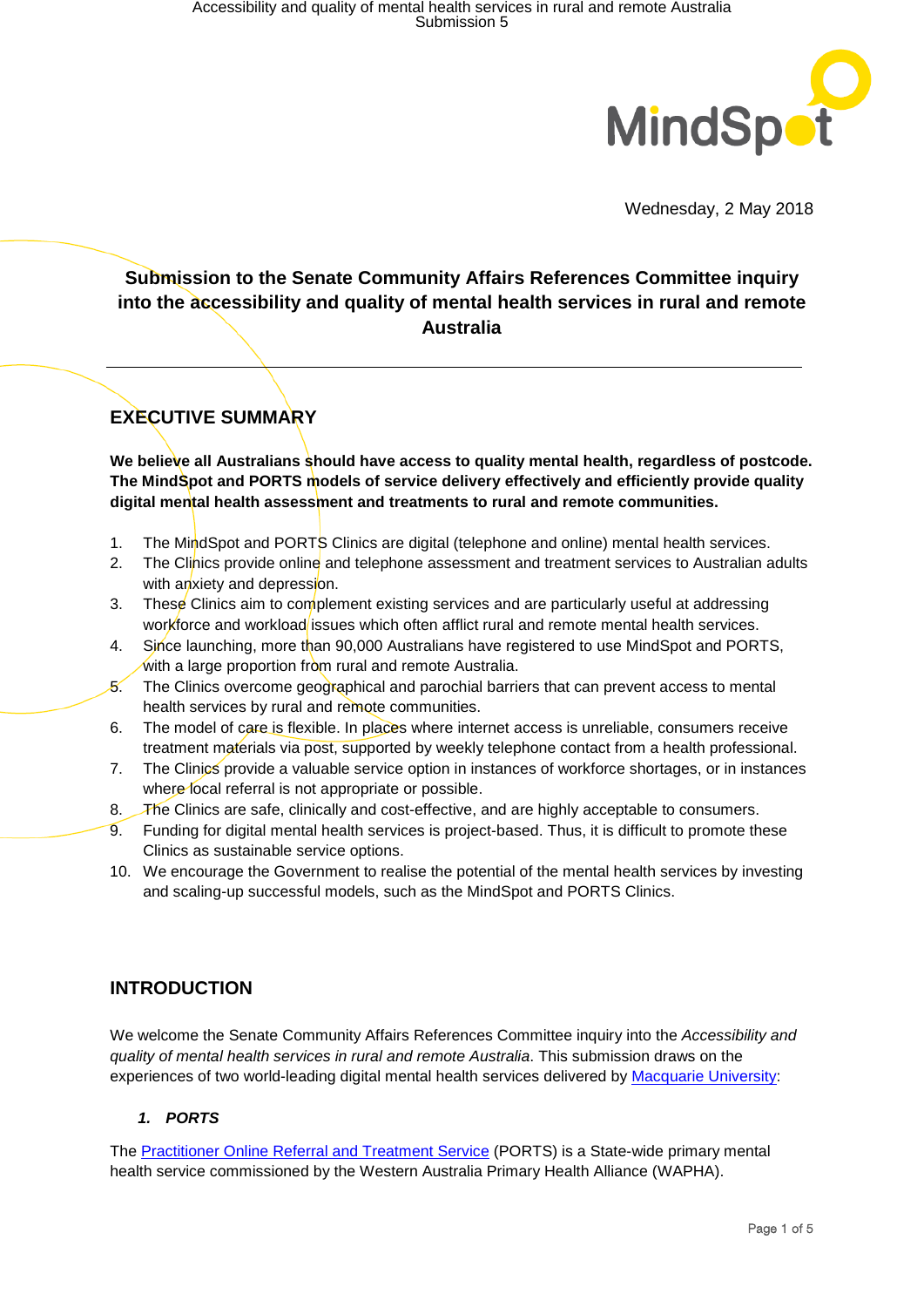Wednesday, 2 May 2018

# Submission to the Senate Community Affairs References Committee inquiry into the accessibility and quality of mental health services in rural and remote Australia

## EXECUTIVE SUMMARY

**We believe all Australians should have access to quality mental health, regardless of postcode. The MindSpot and PORTS models of service delivery effectively and efficiently provide quality digital mental health assessment and treatments to rural and remote communities.**

1. The MindSpot and PORTS Clinics are digital (telephone and online) mental health services.
2. The Clinics provide online and telephone assessment and treatment services to Australian adults with anxiety and depression.
3. These Clinics aim to complement existing services and are particularly useful at addressing workforce and workload issues which often afflict rural and remote mental health services.
4. Since launching, more than 90,000 Australians have registered to use MindSpot and PORTS, with a large proportion from rural and remote Australia.
5. The Clinics overcome geographical and parochial barriers that can prevent access to mental health services by rural and remote communities.
6. The model of care is flexible. In places where internet access is unreliable, consumers receive treatment materials via post, supported by weekly telephone contact from a health professional.
7. The Clinics provide a valuable service option in instances of workforce shortages, or in instances where local referral is not appropriate or possible.
8. The Clinics are safe, clinically and cost-effective, and are highly acceptable to consumers.
9. Funding for digital mental health services is project-based. Thus, it is difficult to promote these Clinics as sustainable service options.
10. We encourage the Government to realise the potential of the mental health services by investing and scaling-up successful models, such as the MindSpot and PORTS Clinics.

## INTRODUCTION

We welcome the Senate Community Affairs References Committee inquiry into the *Accessibility and quality of mental health services in rural and remote Australia*. This submission draws on the experiences of two world-leading digital mental health services delivered by Macquarie University:

### *1. PORTS*

The Practitioner Online Referral and Treatment Service (PORTS) is a State-wide primary mental health service commissioned by the Western Australia Primary Health Alliance (WAPHA).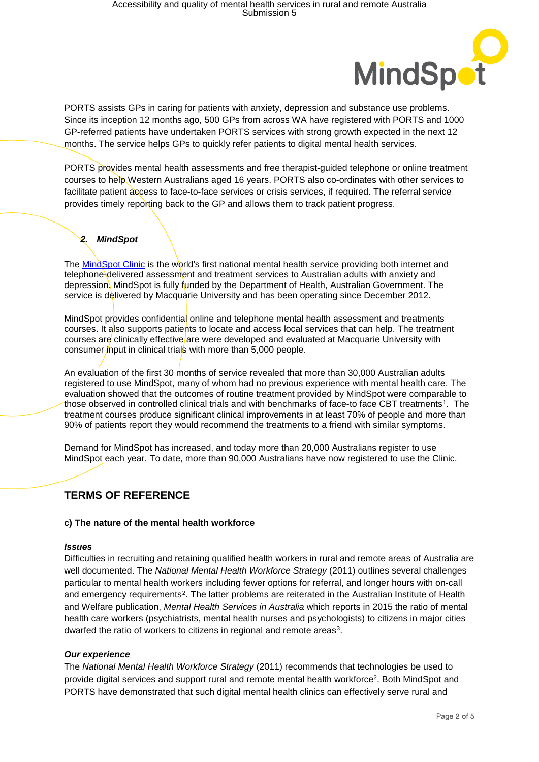PORTS assists GPs in caring for patients with anxiety, depression and substance use problems. Since its inception 12 months ago, 500 GPs from across WA have registered with PORTS and 1000 GP-referred patients have undertaken PORTS services with strong growth expected in the next 12 months. The service helps GPs to quickly refer patients to digital mental health services.

PORTS provides mental health assessments and free therapist-guided telephone or online treatment courses to help Western Australians aged 16 years. PORTS also co-ordinates with other services to facilitate patient access to face-to-face services or crisis services, if required. The referral service provides timely reporting back to the GP and allows them to track patient progress.

### 2. *MindSpot*

The MindSpot Clinic is the world's first national mental health service providing both internet and telephone-delivered assessment and treatment services to Australian adults with anxiety and depression. MindSpot is fully funded by the Department of Health, Australian Government. The service is delivered by Macquarie University and has been operating since December 2012.

MindSpot provides confidential online and telephone mental health assessment and treatments courses. It also supports patients to locate and access local services that can help. The treatment courses are clinically effective are were developed and evaluated at Macquarie University with consumer input in clinical trials with more than 5,000 people.

An evaluation of the first 30 months of service revealed that more than 30,000 Australian adults registered to use MindSpot, many of whom had no previous experience with mental health care. The evaluation showed that the outcomes of routine treatment provided by MindSpot were comparable to those observed in controlled clinical trials and with benchmarks of face-to face CBT treatments[1]. The treatment courses produce significant clinical improvements in at least 70% of people and more than 90% of patients report they would recommend the treatments to a friend with similar symptoms.

Demand for MindSpot has increased, and today more than 20,000 Australians register to use MindSpot each year. To date, more than 90,000 Australians have now registered to use the Clinic.

## TERMS OF REFERENCE

#### c) The nature of the mental health workforce

***Issues***

Difficulties in recruiting and retaining qualified health workers in rural and remote areas of Australia are well documented. The *National Mental Health Workforce Strategy* (2011) outlines several challenges particular to mental health workers including fewer options for referral, and longer hours with on-call and emergency requirements[2]. The latter problems are reiterated in the Australian Institute of Health and Welfare publication, *Mental Health Services in Australia* which reports in 2015 the ratio of mental health care workers (psychiatrists, mental health nurses and psychologists) to citizens in major cities dwarfed the ratio of workers to citizens in regional and remote areas[3].

***Our experience***

The *National Mental Health Workforce Strategy* (2011) recommends that technologies be used to provide digital services and support rural and remote mental health workforce[2]. Both MindSpot and PORTS have demonstrated that such digital mental health clinics can effectively serve rural and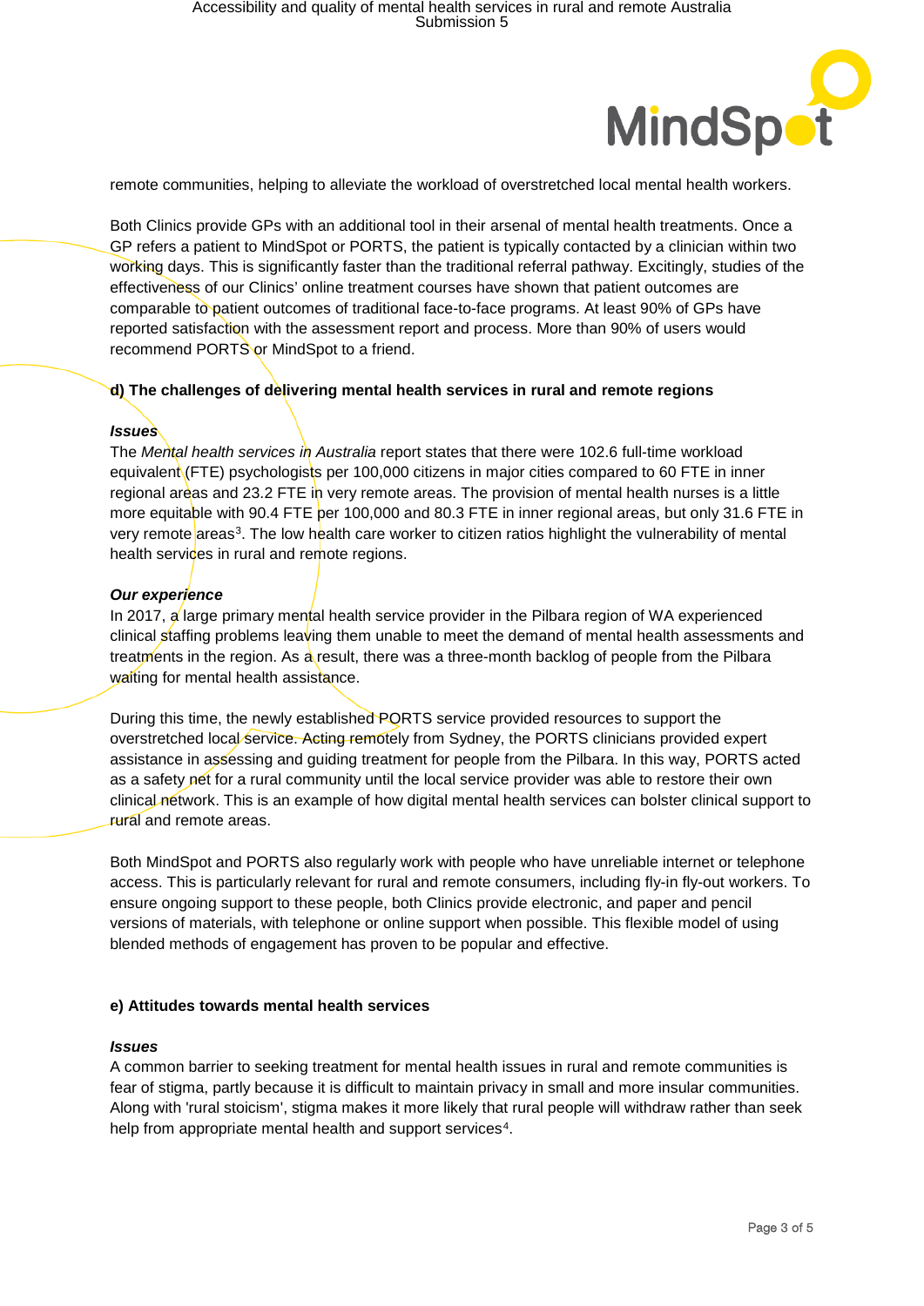remote communities, helping to alleviate the workload of overstretched local mental health workers.

Both Clinics provide GPs with an additional tool in their arsenal of mental health treatments. Once a GP refers a patient to MindSpot or PORTS, the patient is typically contacted by a clinician within two working days. This is significantly faster than the traditional referral pathway. Excitingly, studies of the effectiveness of our Clinics' online treatment courses have shown that patient outcomes are comparable to patient outcomes of traditional face-to-face programs. At least 90% of GPs have reported satisfaction with the assessment report and process. More than 90% of users would recommend PORTS or MindSpot to a friend.

**d) The challenges of delivering mental health services in rural and remote regions**

***Issues***

The *Mental health services in Australia* report states that there were 102.6 full-time workload equivalent (FTE) psychologists per 100,000 citizens in major cities compared to 60 FTE in inner regional areas and 23.2 FTE in very remote areas. The provision of mental health nurses is a little more equitable with 90.4 FTE per 100,000 and 80.3 FTE in inner regional areas, but only 31.6 FTE in very remote areas[3]. The low health care worker to citizen ratios highlight the vulnerability of mental health services in rural and remote regions.

***Our experience***

In 2017, a large primary mental health service provider in the Pilbara region of WA experienced clinical staffing problems leaving them unable to meet the demand of mental health assessments and treatments in the region. As a result, there was a three-month backlog of people from the Pilbara waiting for mental health assistance.

During this time, the newly established PORTS service provided resources to support the overstretched local service. Acting remotely from Sydney, the PORTS clinicians provided expert assistance in assessing and guiding treatment for people from the Pilbara. In this way, PORTS acted as a safety net for a rural community until the local service provider was able to restore their own clinical network. This is an example of how digital mental health services can bolster clinical support to rural and remote areas.

Both MindSpot and PORTS also regularly work with people who have unreliable internet or telephone access. This is particularly relevant for rural and remote consumers, including fly-in fly-out workers. To ensure ongoing support to these people, both Clinics provide electronic, and paper and pencil versions of materials, with telephone or online support when possible. This flexible model of using blended methods of engagement has proven to be popular and effective.

**e) Attitudes towards mental health services**

***Issues***

A common barrier to seeking treatment for mental health issues in rural and remote communities is fear of stigma, partly because it is difficult to maintain privacy in small and more insular communities. Along with 'rural stoicism', stigma makes it more likely that rural people will withdraw rather than seek help from appropriate mental health and support services[4].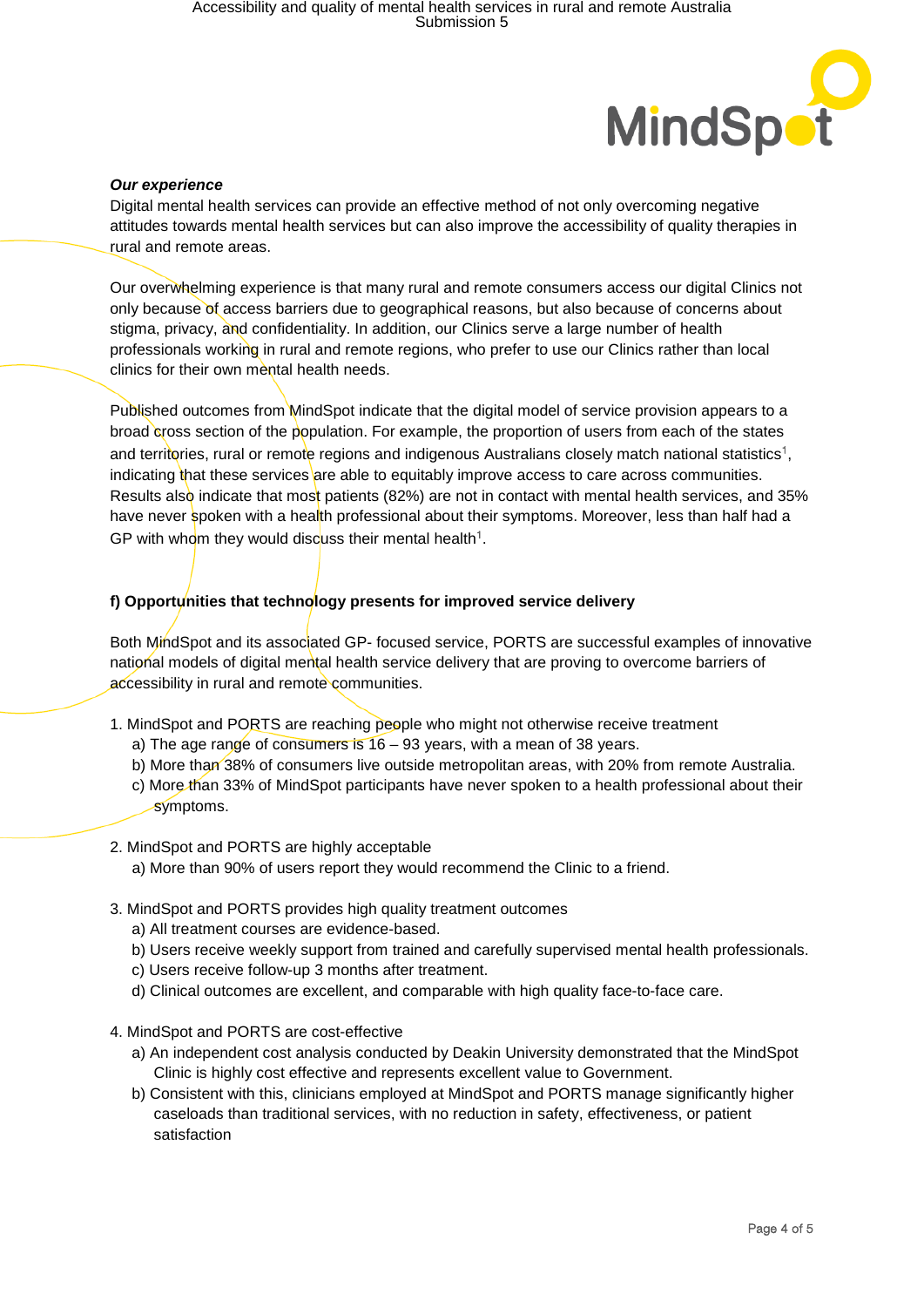***Our experience***

Digital mental health services can provide an effective method of not only overcoming negative attitudes towards mental health services but can also improve the accessibility of quality therapies in rural and remote areas.

Our overwhelming experience is that many rural and remote consumers access our digital Clinics not only because of access barriers due to geographical reasons, but also because of concerns about stigma, privacy, and confidentiality. In addition, our Clinics serve a large number of health professionals working in rural and remote regions, who prefer to use our Clinics rather than local clinics for their own mental health needs.

Published outcomes from MindSpot indicate that the digital model of service provision appears to a broad cross section of the population. For example, the proportion of users from each of the states and territories, rural or remote regions and indigenous Australians closely match national statistics[1], indicating that these services are able to equitably improve access to care across communities. Results also indicate that most patients (82%) are not in contact with mental health services, and 35% have never spoken with a health professional about their symptoms. Moreover, less than half had a GP with whom they would discuss their mental health[1].

**f) Opportunities that technology presents for improved service delivery**

Both MindSpot and its associated GP- focused service, PORTS are successful examples of innovative national models of digital mental health service delivery that are proving to overcome barriers of accessibility in rural and remote communities.

1. MindSpot and PORTS are reaching people who might not otherwise receive treatment
   a) The age range of consumers is 16 – 93 years, with a mean of 38 years.
   b) More than 38% of consumers live outside metropolitan areas, with 20% from remote Australia.
   c) More than 33% of MindSpot participants have never spoken to a health professional about their symptoms.

2. MindSpot and PORTS are highly acceptable
   a) More than 90% of users report they would recommend the Clinic to a friend.

3. MindSpot and PORTS provides high quality treatment outcomes
   a) All treatment courses are evidence-based.
   b) Users receive weekly support from trained and carefully supervised mental health professionals.
   c) Users receive follow-up 3 months after treatment.
   d) Clinical outcomes are excellent, and comparable with high quality face-to-face care.

4. MindSpot and PORTS are cost-effective
   a) An independent cost analysis conducted by Deakin University demonstrated that the MindSpot Clinic is highly cost effective and represents excellent value to Government.
   b) Consistent with this, clinicians employed at MindSpot and PORTS manage significantly higher caseloads than traditional services, with no reduction in safety, effectiveness, or patient satisfaction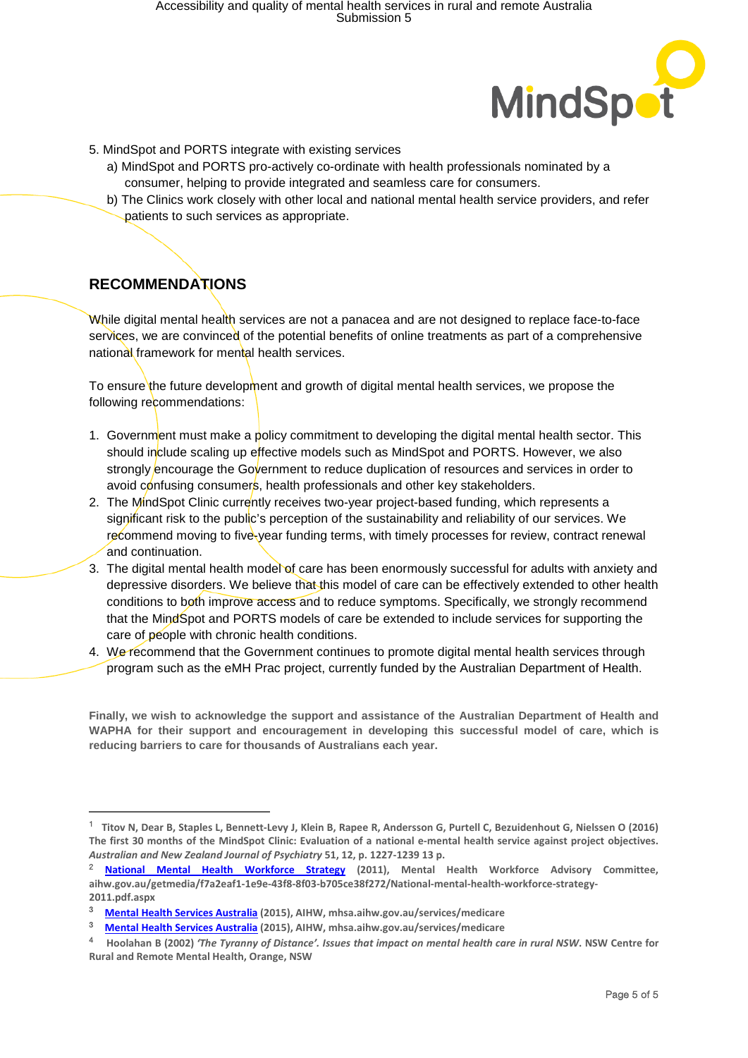5. MindSpot and PORTS integrate with existing services
   a) MindSpot and PORTS pro-actively co-ordinate with health professionals nominated by a consumer, helping to provide integrated and seamless care for consumers.
   b) The Clinics work closely with other local and national mental health service providers, and refer patients to such services as appropriate.

## RECOMMENDATIONS

While digital mental health services are not a panacea and are not designed to replace face-to-face services, we are convinced of the potential benefits of online treatments as part of a comprehensive national framework for mental health services.

To ensure the future development and growth of digital mental health services, we propose the following recommendations:

1. Government must make a policy commitment to developing the digital mental health sector. This should include scaling up effective models such as MindSpot and PORTS. However, we also strongly encourage the Government to reduce duplication of resources and services in order to avoid confusing consumers, health professionals and other key stakeholders.
2. The MindSpot Clinic currently receives two-year project-based funding, which represents a significant risk to the public's perception of the sustainability and reliability of our services. We recommend moving to five-year funding terms, with timely processes for review, contract renewal and continuation.
3. The digital mental health model of care has been enormously successful for adults with anxiety and depressive disorders. We believe that this model of care can be effectively extended to other health conditions to both improve access and to reduce symptoms. Specifically, we strongly recommend that the MindSpot and PORTS models of care be extended to include services for supporting the care of people with chronic health conditions.
4. We recommend that the Government continues to promote digital mental health services through program such as the eMH Prac project, currently funded by the Australian Department of Health.

**Finally, we wish to acknowledge the support and assistance of the Australian Department of Health and WAPHA for their support and encouragement in developing this successful model of care, which is reducing barriers to care for thousands of Australians each year.**

---

[1] Titov N, Dear B, Staples L, Bennett-Levy J, Klein B, Rapee R, Andersson G, Purtell C, Bezuidenhout G, Nielssen O (2016) The first 30 months of the MindSpot Clinic: Evaluation of a national e-mental health service against project objectives. *Australian and New Zealand Journal of Psychiatry* 51, 12, p. 1227-1239 13 p.

[2] National Mental Health Workforce Strategy (2011), Mental Health Workforce Advisory Committee, aihw.gov.au/getmedia/f7a2eaf1-1e9e-43f8-8f03-b705ce38f272/National-mental-health-workforce-strategy-2011.pdf.aspx

[3] Mental Health Services Australia (2015), AIHW, mhsa.aihw.gov.au/services/medicare

[3] Mental Health Services Australia (2015), AIHW, mhsa.aihw.gov.au/services/medicare

[4] Hoolahan B (2002) *'The Tyranny of Distance'. Issues that impact on mental health care in rural NSW*. NSW Centre for Rural and Remote Mental Health, Orange, NSW